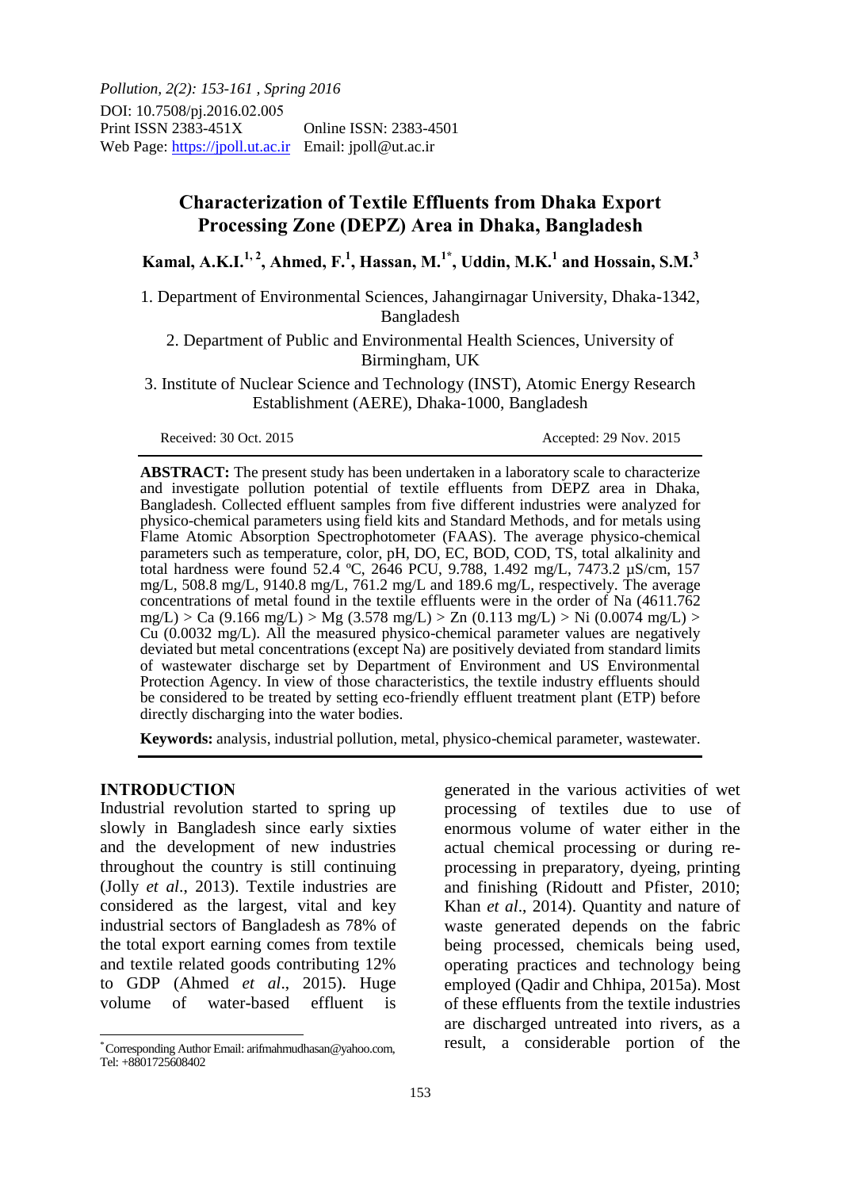Pollution, 2(2): 153-161 , Spring 2016
DOI: 10.7508/pj.2016.02.005
Print ISSN 2383-451X Online ISSN: 2383-4501
Web Page: https://jpoll.ut.ac.ir Email: jpoll@ut.ac.ir

# Characterization of Textile Effluents from Dhaka Export Processing Zone (DEPZ) Area in Dhaka, Bangladesh

**Kamal, A.K.I.[1, 2], Ahmed, F.[1], Hassan, M.[1*], Uddin, M.K.[1] and Hossain, S.M.[3]**

1. Department of Environmental Sciences, Jahangirnagar University, Dhaka-1342, Bangladesh
2. Department of Public and Environmental Health Sciences, University of Birmingham, UK
3. Institute of Nuclear Science and Technology (INST), Atomic Energy Research Establishment (AERE), Dhaka-1000, Bangladesh

Received: 30 Oct. 2015 Accepted: 29 Nov. 2015

**ABSTRACT:** The present study has been undertaken in a laboratory scale to characterize and investigate pollution potential of textile effluents from DEPZ area in Dhaka, Bangladesh. Collected effluent samples from five different industries were analyzed for physico-chemical parameters using field kits and Standard Methods, and for metals using Flame Atomic Absorption Spectrophotometer (FAAS). The average physico-chemical parameters such as temperature, color, pH, DO, EC, BOD, COD, TS, total alkalinity and total hardness were found 52.4 ºC, 2646 PCU, 9.788, 1.492 mg/L, 7473.2 µS/cm, 157 mg/L, 508.8 mg/L, 9140.8 mg/L, 761.2 mg/L and 189.6 mg/L, respectively. The average concentrations of metal found in the textile effluents were in the order of Na (4611.762 mg/L) > Ca (9.166 mg/L) > Mg (3.578 mg/L) > Zn (0.113 mg/L) > Ni (0.0074 mg/L) > Cu (0.0032 mg/L). All the measured physico-chemical parameter values are negatively deviated but metal concentrations (except Na) are positively deviated from standard limits of wastewater discharge set by Department of Environment and US Environmental Protection Agency. In view of those characteristics, the textile industry effluents should be considered to be treated by setting eco-friendly effluent treatment plant (ETP) before directly discharging into the water bodies.

**Keywords:** analysis, industrial pollution, metal, physico-chemical parameter, wastewater.

## INTRODUCTION

Industrial revolution started to spring up slowly in Bangladesh since early sixties and the development of new industries throughout the country is still continuing (Jolly *et al*., 2013). Textile industries are considered as the largest, vital and key industrial sectors of Bangladesh as 78% of the total export earning comes from textile and textile related goods contributing 12% to GDP (Ahmed *et al*., 2015). Huge volume of water-based effluent is generated in the various activities of wet processing of textiles due to use of enormous volume of water either in the actual chemical processing or during re-processing in preparatory, dyeing, printing and finishing (Ridoutt and Pfister, 2010; Khan *et al*., 2014). Quantity and nature of waste generated depends on the fabric being processed, chemicals being used, operating practices and technology being employed (Qadir and Chhipa, 2015a). Most of these effluents from the textile industries are discharged untreated into rivers, as a result, a considerable portion of the

* Corresponding Author Email: arifmahmudhasan@yahoo.com, Tel: +8801725608402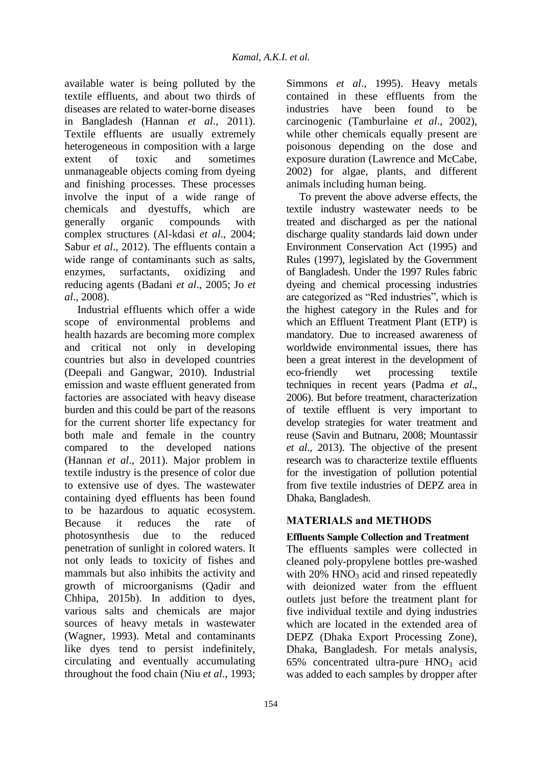available water is being polluted by the textile effluents, and about two thirds of diseases are related to water-borne diseases in Bangladesh (Hannan *et al*., 2011). Textile effluents are usually extremely heterogeneous in composition with a large extent of toxic and sometimes unmanageable objects coming from dyeing and finishing processes. These processes involve the input of a wide range of chemicals and dyestuffs, which are generally organic compounds with complex structures (Al-kdasi *et al*., 2004; Sabur *et al*., 2012). The effluents contain a wide range of contaminants such as salts, enzymes, surfactants, oxidizing and reducing agents (Badani *et al*., 2005; Jo *et al*., 2008).

Industrial effluents which offer a wide scope of environmental problems and health hazards are becoming more complex and critical not only in developing countries but also in developed countries (Deepali and Gangwar, 2010). Industrial emission and waste effluent generated from factories are associated with heavy disease burden and this could be part of the reasons for the current shorter life expectancy for both male and female in the country compared to the developed nations (Hannan *et al*., 2011). Major problem in textile industry is the presence of color due to extensive use of dyes. The wastewater containing dyed effluents has been found to be hazardous to aquatic ecosystem. Because it reduces the rate of photosynthesis due to the reduced penetration of sunlight in colored waters. It not only leads to toxicity of fishes and mammals but also inhibits the activity and growth of microorganisms (Qadir and Chhipa, 2015b). In addition to dyes, various salts and chemicals are major sources of heavy metals in wastewater (Wagner, 1993). Metal and contaminants like dyes tend to persist indefinitely, circulating and eventually accumulating throughout the food chain (Niu *et al*., 1993; Simmons *et al*., 1995). Heavy metals contained in these effluents from the industries have been found to be carcinogenic (Tamburlaine *et al*., 2002), while other chemicals equally present are poisonous depending on the dose and exposure duration (Lawrence and McCabe, 2002) for algae, plants, and different animals including human being.

To prevent the above adverse effects, the textile industry wastewater needs to be treated and discharged as per the national discharge quality standards laid down under Environment Conservation Act (1995) and Rules (1997), legislated by the Government of Bangladesh. Under the 1997 Rules fabric dyeing and chemical processing industries are categorized as "Red industries", which is the highest category in the Rules and for which an Effluent Treatment Plant (ETP) is mandatory. Due to increased awareness of worldwide environmental issues, there has been a great interest in the development of eco-friendly wet processing textile techniques in recent years (Padma *et al*., 2006). But before treatment, characterization of textile effluent is very important to develop strategies for water treatment and reuse (Savin and Butnaru, 2008; Mountassir *et al*., 2013). The objective of the present research was to characterize textile effluents for the investigation of pollution potential from five textile industries of DEPZ area in Dhaka, Bangladesh.

## MATERIALS and METHODS

### Effluents Sample Collection and Treatment

The effluents samples were collected in cleaned poly-propylene bottles pre-washed with 20% $HNO_3$ acid and rinsed repeatedly with deionized water from the effluent outlets just before the treatment plant for five individual textile and dying industries which are located in the extended area of DEPZ (Dhaka Export Processing Zone), Dhaka, Bangladesh. For metals analysis, 65% concentrated ultra-pure $HNO_3$ acid was added to each samples by dropper after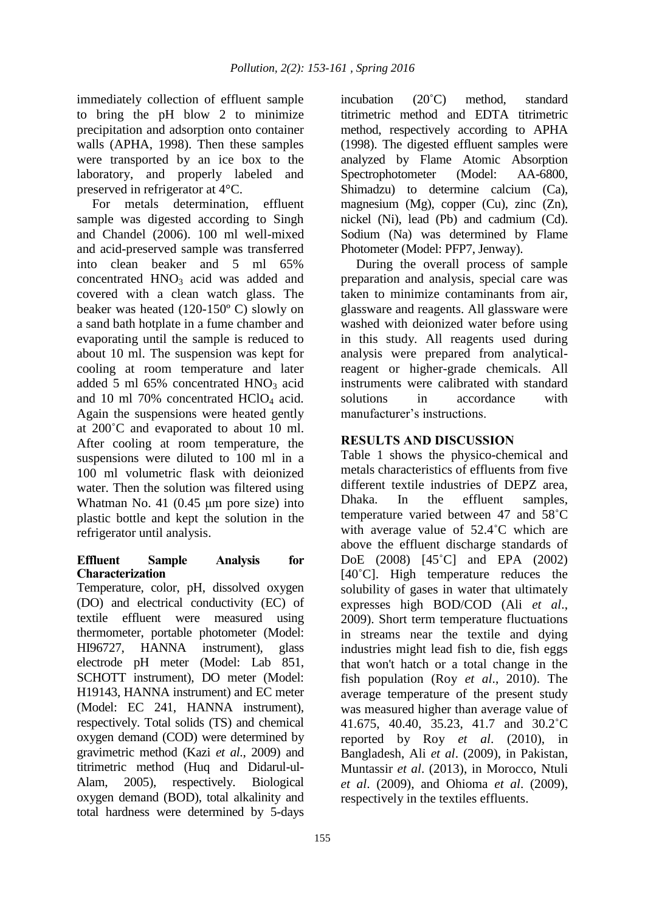immediately collection of effluent sample to bring the pH blow 2 to minimize precipitation and adsorption onto container walls (APHA, 1998). Then these samples were transported by an ice box to the laboratory, and properly labeled and preserved in refrigerator at 4°C.

For metals determination, effluent sample was digested according to Singh and Chandel (2006). 100 ml well-mixed and acid-preserved sample was transferred into clean beaker and 5 ml 65% concentrated $HNO_3$ acid was added and covered with a clean watch glass. The beaker was heated (120-150º C) slowly on a sand bath hotplate in a fume chamber and evaporating until the sample is reduced to about 10 ml. The suspension was kept for cooling at room temperature and later added 5 ml 65% concentrated $HNO_3$ acid and 10 ml 70% concentrated $HClO_4$ acid. Again the suspensions were heated gently at 200˚C and evaporated to about 10 ml. After cooling at room temperature, the suspensions were diluted to 100 ml in a 100 ml volumetric flask with deionized water. Then the solution was filtered using Whatman No. 41 (0.45 μm pore size) into plastic bottle and kept the solution in the refrigerator until analysis.

### Effluent Sample Analysis for Characterization

Temperature, color, pH, dissolved oxygen (DO) and electrical conductivity (EC) of textile effluent were measured using thermometer, portable photometer (Model: HI96727, HANNA instrument), glass electrode pH meter (Model: Lab 851, SCHOTT instrument), DO meter (Model: H19143, HANNA instrument) and EC meter (Model: EC 241, HANNA instrument), respectively. Total solids (TS) and chemical oxygen demand (COD) were determined by gravimetric method (Kazi *et al*., 2009) and titrimetric method (Huq and Didarul-ul-Alam, 2005), respectively. Biological oxygen demand (BOD), total alkalinity and total hardness were determined by 5-days incubation (20˚C) method, standard titrimetric method and EDTA titrimetric method, respectively according to APHA (1998). The digested effluent samples were analyzed by Flame Atomic Absorption Spectrophotometer (Model: AA-6800, Shimadzu) to determine calcium (Ca), magnesium (Mg), copper (Cu), zinc (Zn), nickel (Ni), lead (Pb) and cadmium (Cd). Sodium (Na) was determined by Flame Photometer (Model: PFP7, Jenway).

During the overall process of sample preparation and analysis, special care was taken to minimize contaminants from air, glassware and reagents. All glassware were washed with deionized water before using in this study. All reagents used during analysis were prepared from analytical-reagent or higher-grade chemicals. All instruments were calibrated with standard solutions in accordance with manufacturer's instructions.

## RESULTS AND DISCUSSION

Table 1 shows the physico-chemical and metals characteristics of effluents from five different textile industries of DEPZ area, Dhaka. In the effluent samples, temperature varied between 47 and 58˚C with average value of 52.4˚C which are above the effluent discharge standards of DoE (2008) [45˚C] and EPA (2002) [40˚C]. High temperature reduces the solubility of gases in water that ultimately expresses high BOD/COD (Ali *et al*., 2009). Short term temperature fluctuations in streams near the textile and dying industries might lead fish to die, fish eggs that won't hatch or a total change in the fish population (Roy *et al*., 2010). The average temperature of the present study was measured higher than average value of 41.675, 40.40, 35.23, 41.7 and 30.2˚C reported by Roy *et al*. (2010), in Bangladesh, Ali *et al*. (2009), in Pakistan, Muntassir *et al*. (2013), in Morocco, Ntuli *et al*. (2009), and Ohioma *et al*. (2009), respectively in the textiles effluents.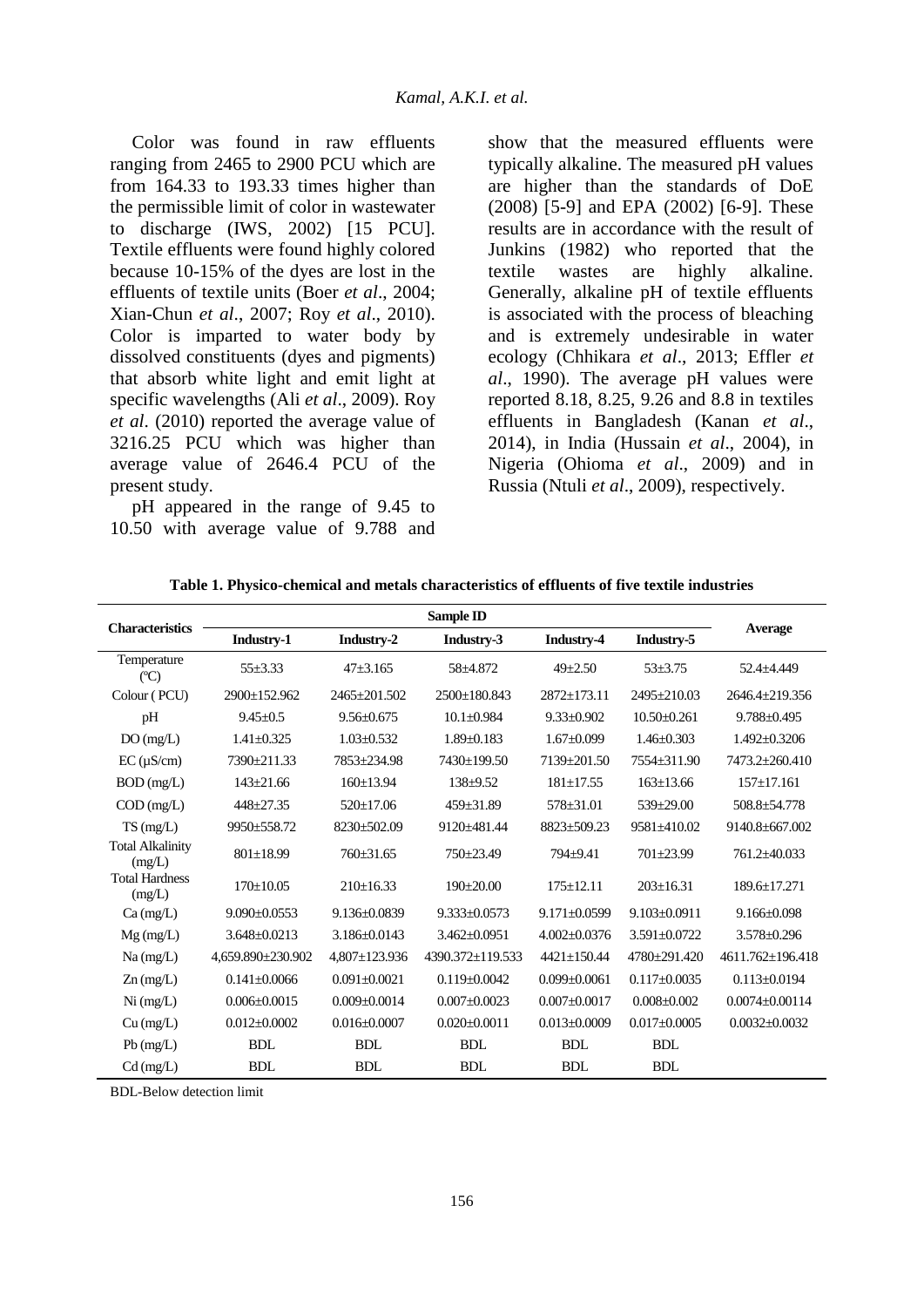Color was found in raw effluents ranging from 2465 to 2900 PCU which are from 164.33 to 193.33 times higher than the permissible limit of color in wastewater to discharge (IWS, 2002) [15 PCU]. Textile effluents were found highly colored because 10-15% of the dyes are lost in the effluents of textile units (Boer *et al*., 2004; Xian-Chun *et al*., 2007; Roy *et al*., 2010). Color is imparted to water body by dissolved constituents (dyes and pigments) that absorb white light and emit light at specific wavelengths (Ali *et al*., 2009). Roy *et al*. (2010) reported the average value of 3216.25 PCU which was higher than average value of 2646.4 PCU of the present study.

pH appeared in the range of 9.45 to 10.50 with average value of 9.788 and show that the measured effluents were typically alkaline. The measured pH values are higher than the standards of DoE (2008) [5-9] and EPA (2002) [6-9]. These results are in accordance with the result of Junkins (1982) who reported that the textile wastes are highly alkaline. Generally, alkaline pH of textile effluents is associated with the process of bleaching and is extremely undesirable in water ecology (Chhikara *et al*., 2013; Effler *et al*., 1990). The average pH values were reported 8.18, 8.25, 9.26 and 8.8 in textiles effluents in Bangladesh (Kanan *et al*., 2014), in India (Hussain *et al*., 2004), in Nigeria (Ohioma *et al*., 2009) and in Russia (Ntuli *et al*., 2009), respectively.

**Table 1. Physico-chemical and metals characteristics of effluents of five textile industries**

| Characteristics | Sample ID | | | | | Average |
|---|---|---|---|---|---|---|
| | Industry-1 | Industry-2 | Industry-3 | Industry-4 | Industry-5 | |
| Temperature (℃) | 55±3.33 | 47±3.165 | 58±4.872 | 49±2.50 | 53±3.75 | 52.4±4.449 |
| Colour ( PCU) | 2900±152.962 | 2465±201.502 | 2500±180.843 | 2872±173.11 | 2495±210.03 | 2646.4±219.356 |
| pH | 9.45±0.5 | 9.56±0.675 | 10.1±0.984 | 9.33±0.902 | 10.50±0.261 | 9.788±0.495 |
| DO (mg/L) | 1.41±0.325 | 1.03±0.532 | 1.89±0.183 | 1.67±0.099 | 1.46±0.303 | 1.492±0.3206 |
| EC (µS/cm) | 7390±211.33 | 7853±234.98 | 7430±199.50 | 7139±201.50 | 7554±311.90 | 7473.2±260.410 |
| BOD (mg/L) | 143±21.66 | 160±13.94 | 138±9.52 | 181±17.55 | 163±13.66 | 157±17.161 |
| COD (mg/L) | 448±27.35 | 520±17.06 | 459±31.89 | 578±31.01 | 539±29.00 | 508.8±54.778 |
| TS (mg/L) | 9950±558.72 | 8230±502.09 | 9120±481.44 | 8823±509.23 | 9581±410.02 | 9140.8±667.002 |
| Total Alkalinity (mg/L) | 801±18.99 | 760±31.65 | 750±23.49 | 794±9.41 | 701±23.99 | 761.2±40.033 |
| Total Hardness (mg/L) | 170±10.05 | 210±16.33 | 190±20.00 | 175±12.11 | 203±16.31 | 189.6±17.271 |
| Ca (mg/L) | 9.090±0.0553 | 9.136±0.0839 | 9.333±0.0573 | 9.171±0.0599 | 9.103±0.0911 | 9.166±0.098 |
| Mg (mg/L) | 3.648±0.0213 | 3.186±0.0143 | 3.462±0.0951 | 4.002±0.0376 | 3.591±0.0722 | 3.578±0.296 |
| Na (mg/L) | 4,659.890±230.902 | 4,807±123.936 | 4390.372±119.533 | 4421±150.44 | 4780±291.420 | 4611.762±196.418 |
| Zn (mg/L) | 0.141±0.0066 | 0.091±0.0021 | 0.119±0.0042 | 0.099±0.0061 | 0.117±0.0035 | 0.113±0.0194 |
| Ni (mg/L) | 0.006±0.0015 | 0.009±0.0014 | 0.007±0.0023 | 0.007±0.0017 | 0.008±0.002 | 0.0074±0.00114 |
| Cu (mg/L) | 0.012±0.0002 | 0.016±0.0007 | 0.020±0.0011 | 0.013±0.0009 | 0.017±0.0005 | 0.0032±0.0032 |
| Pb (mg/L) | BDL | BDL | BDL | BDL | BDL | |
| Cd (mg/L) | BDL | BDL | BDL | BDL | BDL | |

BDL-Below detection limit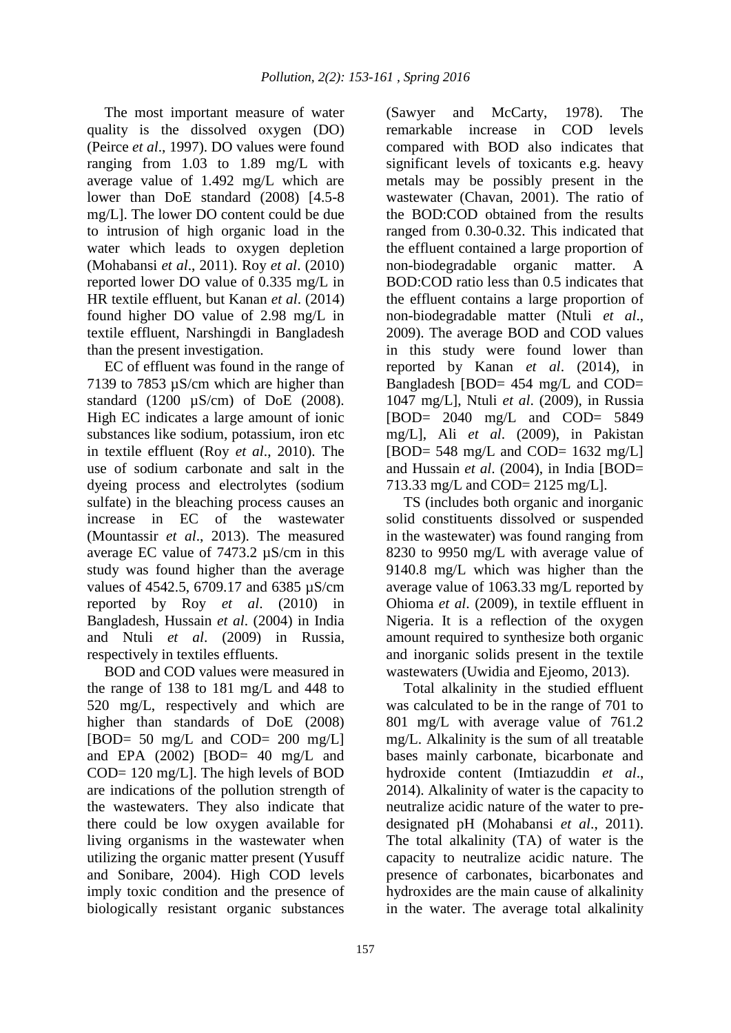The most important measure of water quality is the dissolved oxygen (DO) (Peirce *et al*., 1997). DO values were found ranging from 1.03 to 1.89 mg/L with average value of 1.492 mg/L which are lower than DoE standard (2008) [4.5-8 mg/L]. The lower DO content could be due to intrusion of high organic load in the water which leads to oxygen depletion (Mohabansi *et al*., 2011). Roy *et al*. (2010) reported lower DO value of 0.335 mg/L in HR textile effluent, but Kanan *et al*. (2014) found higher DO value of 2.98 mg/L in textile effluent, Narshingdi in Bangladesh than the present investigation.

EC of effluent was found in the range of 7139 to 7853 µS/cm which are higher than standard (1200 µS/cm) of DoE (2008). High EC indicates a large amount of ionic substances like sodium, potassium, iron etc in textile effluent (Roy *et al*., 2010). The use of sodium carbonate and salt in the dyeing process and electrolytes (sodium sulfate) in the bleaching process causes an increase in EC of the wastewater (Mountassir *et al*., 2013). The measured average EC value of 7473.2 µS/cm in this study was found higher than the average values of 4542.5, 6709.17 and 6385 µS/cm reported by Roy *et al*. (2010) in Bangladesh, Hussain *et al*. (2004) in India and Ntuli *et al*. (2009) in Russia, respectively in textiles effluents.

BOD and COD values were measured in the range of 138 to 181 mg/L and 448 to 520 mg/L, respectively and which are higher than standards of DoE (2008) [BOD= 50 mg/L and COD= 200 mg/L] and EPA (2002) [BOD= 40 mg/L and COD= 120 mg/L]. The high levels of BOD are indications of the pollution strength of the wastewaters. They also indicate that there could be low oxygen available for living organisms in the wastewater when utilizing the organic matter present (Yusuff and Sonibare, 2004). High COD levels imply toxic condition and the presence of biologically resistant organic substances (Sawyer and McCarty, 1978). The remarkable increase in COD levels compared with BOD also indicates that significant levels of toxicants e.g. heavy metals may be possibly present in the wastewater (Chavan, 2001). The ratio of the BOD:COD obtained from the results ranged from 0.30-0.32. This indicated that the effluent contained a large proportion of non-biodegradable organic matter. A BOD:COD ratio less than 0.5 indicates that the effluent contains a large proportion of non-biodegradable matter (Ntuli *et al*., 2009). The average BOD and COD values in this study were found lower than reported by Kanan *et al*. (2014), in Bangladesh [BOD= 454 mg/L and COD= 1047 mg/L], Ntuli *et al*. (2009), in Russia [BOD= 2040 mg/L and COD= 5849 mg/L], Ali *et al*. (2009), in Pakistan [BOD= 548 mg/L and COD= 1632 mg/L] and Hussain *et al*. (2004), in India [BOD= 713.33 mg/L and COD= 2125 mg/L].

TS (includes both organic and inorganic solid constituents dissolved or suspended in the wastewater) was found ranging from 8230 to 9950 mg/L with average value of 9140.8 mg/L which was higher than the average value of 1063.33 mg/L reported by Ohioma *et al*. (2009), in textile effluent in Nigeria. It is a reflection of the oxygen amount required to synthesize both organic and inorganic solids present in the textile wastewaters (Uwidia and Ejeomo, 2013).

Total alkalinity in the studied effluent was calculated to be in the range of 701 to 801 mg/L with average value of 761.2 mg/L. Alkalinity is the sum of all treatable bases mainly carbonate, bicarbonate and hydroxide content (Imtiazuddin *et al*., 2014). Alkalinity of water is the capacity to neutralize acidic nature of the water to pre-designated pH (Mohabansi *et al*., 2011). The total alkalinity (TA) of water is the capacity to neutralize acidic nature. The presence of carbonates, bicarbonates and hydroxides are the main cause of alkalinity in the water. The average total alkalinity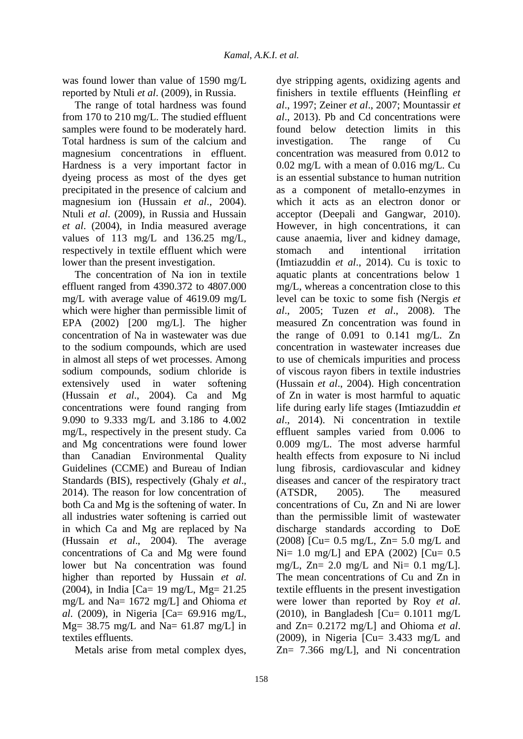was found lower than value of 1590 mg/L reported by Ntuli *et al*. (2009), in Russia.

The range of total hardness was found from 170 to 210 mg/L. The studied effluent samples were found to be moderately hard. Total hardness is sum of the calcium and magnesium concentrations in effluent. Hardness is a very important factor in dyeing process as most of the dyes get precipitated in the presence of calcium and magnesium ion (Hussain *et al*., 2004). Ntuli *et al*. (2009), in Russia and Hussain *et al*. (2004), in India measured average values of 113 mg/L and 136.25 mg/L, respectively in textile effluent which were lower than the present investigation.

The concentration of Na ion in textile effluent ranged from 4390.372 to 4807.000 mg/L with average value of 4619.09 mg/L which were higher than permissible limit of EPA (2002) [200 mg/L]. The higher concentration of Na in wastewater was due to the sodium compounds, which are used in almost all steps of wet processes. Among sodium compounds, sodium chloride is extensively used in water softening (Hussain *et al*., 2004). Ca and Mg concentrations were found ranging from 9.090 to 9.333 mg/L and 3.186 to 4.002 mg/L, respectively in the present study. Ca and Mg concentrations were found lower than Canadian Environmental Quality Guidelines (CCME) and Bureau of Indian Standards (BIS), respectively (Ghaly *et al*., 2014). The reason for low concentration of both Ca and Mg is the softening of water. In all industries water softening is carried out in which Ca and Mg are replaced by Na (Hussain *et al*., 2004). The average concentrations of Ca and Mg were found lower but Na concentration was found higher than reported by Hussain *et al*. (2004), in India [Ca= 19 mg/L, Mg= 21.25 mg/L and Na= 1672 mg/L] and Ohioma *et al*. (2009), in Nigeria [Ca= 69.916 mg/L, Mg= 38.75 mg/L and Na= 61.87 mg/L] in textiles effluents.

Metals arise from metal complex dyes, dye stripping agents, oxidizing agents and finishers in textile effluents (Heinfling *et al*., 1997; Zeiner *et al*., 2007; Mountassir *et al*., 2013). Pb and Cd concentrations were found below detection limits in this investigation. The range of Cu concentration was measured from 0.012 to 0.02 mg/L with a mean of 0.016 mg/L. Cu is an essential substance to human nutrition as a component of metallo-enzymes in which it acts as an electron donor or acceptor (Deepali and Gangwar, 2010). However, in high concentrations, it can cause anaemia, liver and kidney damage, stomach and intentional irritation (Imtiazuddin *et al*., 2014). Cu is toxic to aquatic plants at concentrations below 1 mg/L, whereas a concentration close to this level can be toxic to some fish (Nergis *et al*., 2005; Tuzen *et al*., 2008). The measured Zn concentration was found in the range of 0.091 to 0.141 mg/L. Zn concentration in wastewater increases due to use of chemicals impurities and process of viscous rayon fibers in textile industries (Hussain *et al*., 2004). High concentration of Zn in water is most harmful to aquatic life during early life stages (Imtiazuddin *et al*., 2014). Ni concentration in textile effluent samples varied from 0.006 to 0.009 mg/L. The most adverse harmful health effects from exposure to Ni includ lung fibrosis, cardiovascular and kidney diseases and cancer of the respiratory tract (ATSDR, 2005). The measured concentrations of Cu, Zn and Ni are lower than the permissible limit of wastewater discharge standards according to DoE (2008) [Cu= 0.5 mg/L, Zn= 5.0 mg/L and Ni= 1.0 mg/L] and EPA (2002) [Cu= 0.5 mg/L, Zn= 2.0 mg/L and Ni= 0.1 mg/L]. The mean concentrations of Cu and Zn in textile effluents in the present investigation were lower than reported by Roy *et al*. (2010), in Bangladesh [Cu= 0.1011 mg/L and Zn= 0.2172 mg/L] and Ohioma *et al*. (2009), in Nigeria [Cu= 3.433 mg/L and Zn= 7.366 mg/L], and Ni concentration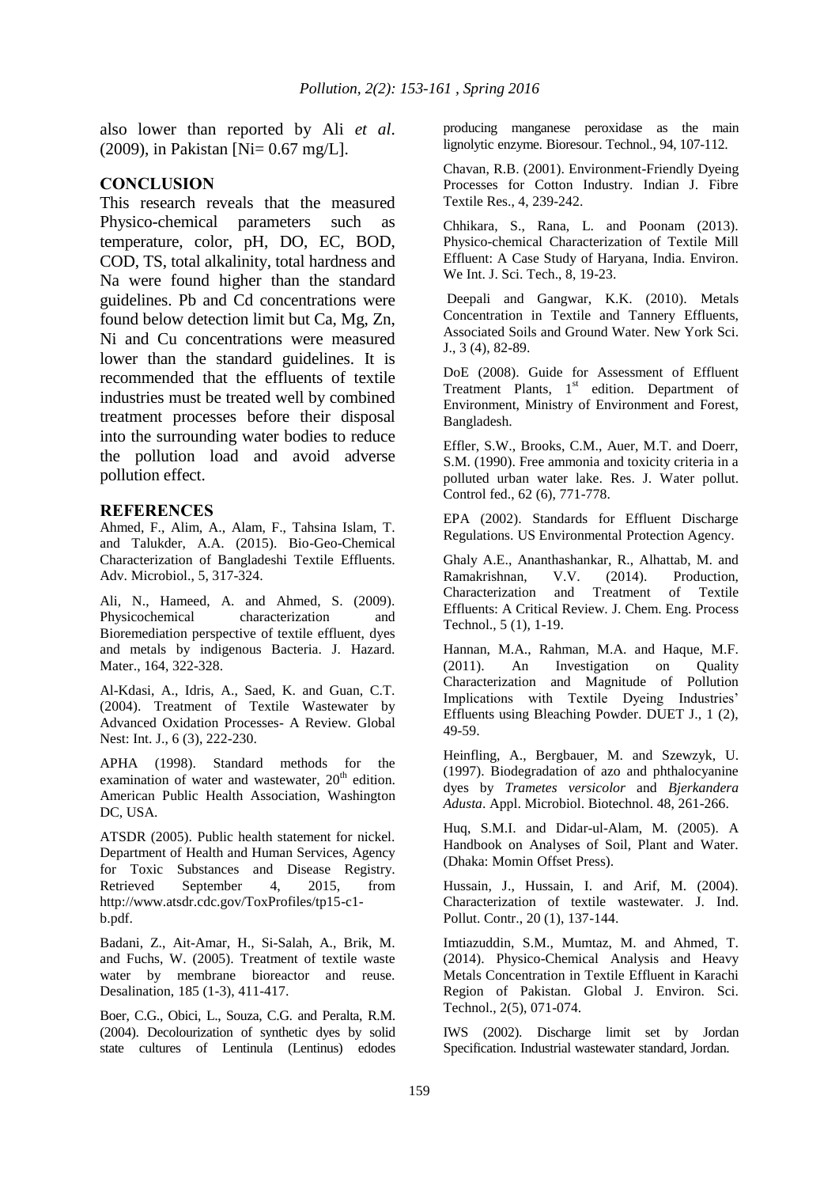also lower than reported by Ali *et al*. (2009), in Pakistan [Ni= 0.67 mg/L].

## CONCLUSION

This research reveals that the measured Physico-chemical parameters such as temperature, color, pH, DO, EC, BOD, COD, TS, total alkalinity, total hardness and Na were found higher than the standard guidelines. Pb and Cd concentrations were found below detection limit but Ca, Mg, Zn, Ni and Cu concentrations were measured lower than the standard guidelines. It is recommended that the effluents of textile industries must be treated well by combined treatment processes before their disposal into the surrounding water bodies to reduce the pollution load and avoid adverse pollution effect.

## REFERENCES

Ahmed, F., Alim, A., Alam, F., Tahsina Islam, T. and Talukder, A.A. (2015). Bio-Geo-Chemical Characterization of Bangladeshi Textile Effluents. Adv. Microbiol., 5, 317-324.

Ali, N., Hameed, A. and Ahmed, S. (2009). Physicochemical characterization and Bioremediation perspective of textile effluent, dyes and metals by indigenous Bacteria. J. Hazard. Mater., 164, 322-328.

Al-Kdasi, A., Idris, A., Saed, K. and Guan, C.T. (2004). Treatment of Textile Wastewater by Advanced Oxidation Processes- A Review. Global Nest: Int. J., 6 (3), 222-230.

APHA (1998). Standard methods for the examination of water and wastewater, 20th edition. American Public Health Association, Washington DC, USA.

ATSDR (2005). Public health statement for nickel. Department of Health and Human Services, Agency for Toxic Substances and Disease Registry. Retrieved September 4, 2015, from http://www.atsdr.cdc.gov/ToxProfiles/tp15-c1-b.pdf.

Badani, Z., Ait-Amar, H., Si-Salah, A., Brik, M. and Fuchs, W. (2005). Treatment of textile waste water by membrane bioreactor and reuse. Desalination, 185 (1-3), 411-417.

Boer, C.G., Obici, L., Souza, C.G. and Peralta, R.M. (2004). Decolourization of synthetic dyes by solid state cultures of Lentinula (Lentinus) edodes producing manganese peroxidase as the main lignolytic enzyme. Bioresour. Technol., 94, 107-112.

Chavan, R.B. (2001). Environment-Friendly Dyeing Processes for Cotton Industry. Indian J. Fibre Textile Res., 4, 239-242.

Chhikara, S., Rana, L. and Poonam (2013). Physico-chemical Characterization of Textile Mill Effluent: A Case Study of Haryana, India. Environ. We Int. J. Sci. Tech., 8, 19-23.

Deepali and Gangwar, K.K. (2010). Metals Concentration in Textile and Tannery Effluents, Associated Soils and Ground Water. New York Sci. J., 3 (4), 82-89.

DoE (2008). Guide for Assessment of Effluent Treatment Plants, 1st edition. Department of Environment, Ministry of Environment and Forest, Bangladesh.

Effler, S.W., Brooks, C.M., Auer, M.T. and Doerr, S.M. (1990). Free ammonia and toxicity criteria in a polluted urban water lake. Res. J. Water pollut. Control fed., 62 (6), 771-778.

EPA (2002). Standards for Effluent Discharge Regulations. US Environmental Protection Agency.

Ghaly A.E., Ananthashankar, R., Alhattab, M. and Ramakrishnan, V.V. (2014). Production, Characterization and Treatment of Textile Effluents: A Critical Review. J. Chem. Eng. Process Technol., 5 (1), 1-19.

Hannan, M.A., Rahman, M.A. and Haque, M.F. (2011). An Investigation on Quality Characterization and Magnitude of Pollution Implications with Textile Dyeing Industries' Effluents using Bleaching Powder. DUET J., 1 (2), 49-59.

Heinfling, A., Bergbauer, M. and Szewzyk, U. (1997). Biodegradation of azo and phthalocyanine dyes by *Trametes versicolor* and *Bjerkandera Adusta*. Appl. Microbiol. Biotechnol. 48, 261-266.

Huq, S.M.I. and Didar-ul-Alam, M. (2005). A Handbook on Analyses of Soil, Plant and Water. (Dhaka: Momin Offset Press).

Hussain, J., Hussain, I. and Arif, M. (2004). Characterization of textile wastewater. J. Ind. Pollut. Contr., 20 (1), 137-144.

Imtiazuddin, S.M., Mumtaz, M. and Ahmed, T. (2014). Physico-Chemical Analysis and Heavy Metals Concentration in Textile Effluent in Karachi Region of Pakistan. Global J. Environ. Sci. Technol., 2(5), 071-074.

IWS (2002). Discharge limit set by Jordan Specification. Industrial wastewater standard, Jordan.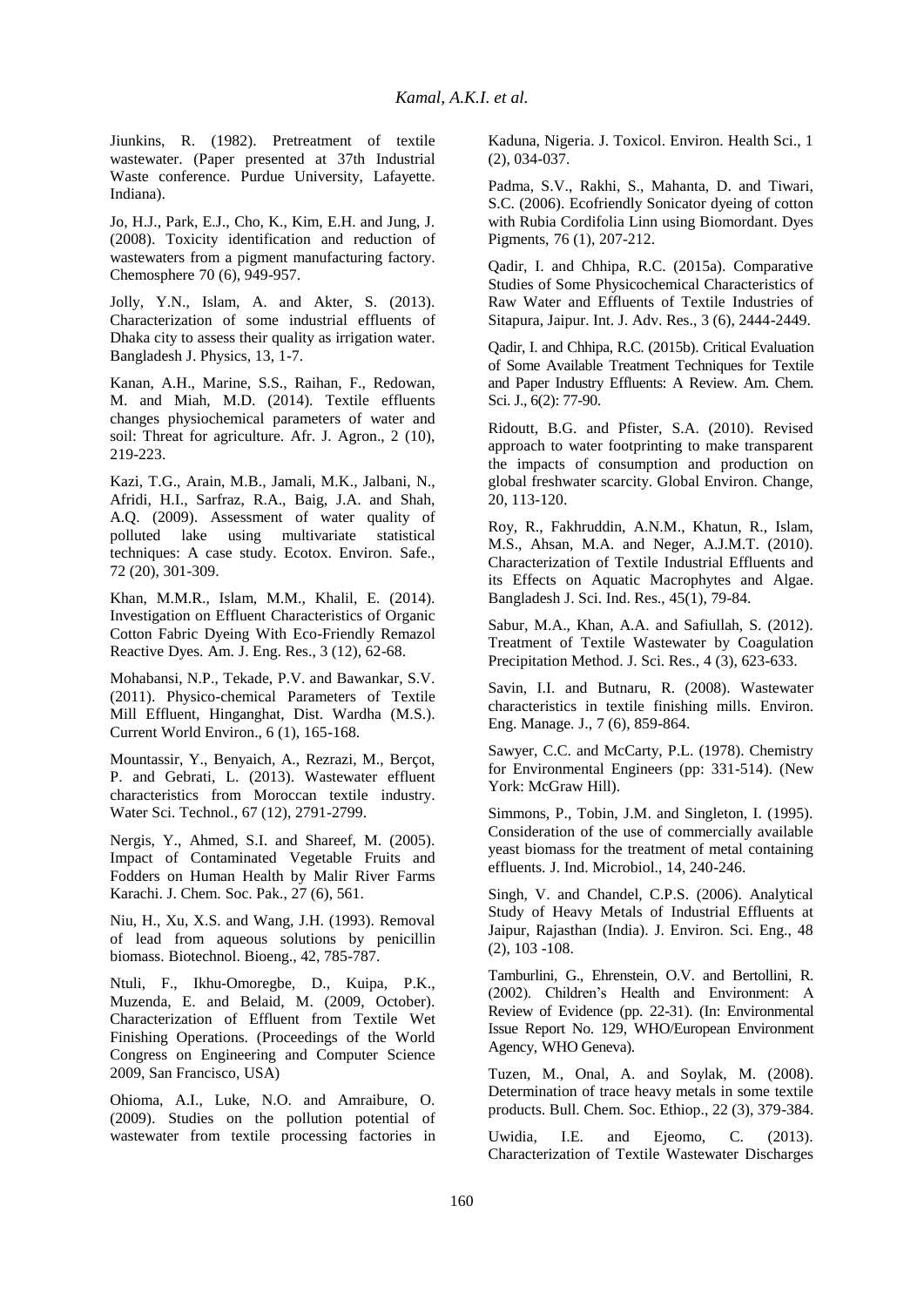Jiunkins, R. (1982). Pretreatment of textile wastewater. (Paper presented at 37th Industrial Waste conference. Purdue University, Lafayette. Indiana).

Jo, H.J., Park, E.J., Cho, K., Kim, E.H. and Jung, J. (2008). Toxicity identification and reduction of wastewaters from a pigment manufacturing factory. Chemosphere 70 (6), 949-957.

Jolly, Y.N., Islam, A. and Akter, S. (2013). Characterization of some industrial effluents of Dhaka city to assess their quality as irrigation water. Bangladesh J. Physics, 13, 1-7.

Kanan, A.H., Marine, S.S., Raihan, F., Redowan, M. and Miah, M.D. (2014). Textile effluents changes physiochemical parameters of water and soil: Threat for agriculture. Afr. J. Agron., 2 (10), 219-223.

Kazi, T.G., Arain, M.B., Jamali, M.K., Jalbani, N., Afridi, H.I., Sarfraz, R.A., Baig, J.A. and Shah, A.Q. (2009). Assessment of water quality of polluted lake using multivariate statistical techniques: A case study. Ecotox. Environ. Safe., 72 (20), 301-309.

Khan, M.M.R., Islam, M.M., Khalil, E. (2014). Investigation on Effluent Characteristics of Organic Cotton Fabric Dyeing With Eco-Friendly Remazol Reactive Dyes. Am. J. Eng. Res., 3 (12), 62-68.

Mohabansi, N.P., Tekade, P.V. and Bawankar, S.V. (2011). Physico-chemical Parameters of Textile Mill Effluent, Hinganghat, Dist. Wardha (M.S.). Current World Environ., 6 (1), 165-168.

Mountassir, Y., Benyaich, A., Rezrazi, M., Berçot, P. and Gebrati, L. (2013). Wastewater effluent characteristics from Moroccan textile industry. Water Sci. Technol., 67 (12), 2791-2799.

Nergis, Y., Ahmed, S.I. and Shareef, M. (2005). Impact of Contaminated Vegetable Fruits and Fodders on Human Health by Malir River Farms Karachi. J. Chem. Soc. Pak., 27 (6), 561.

Niu, H., Xu, X.S. and Wang, J.H. (1993). Removal of lead from aqueous solutions by penicillin biomass. Biotechnol. Bioeng., 42, 785-787.

Ntuli, F., Ikhu-Omoregbe, D., Kuipa, P.K., Muzenda, E. and Belaid, M. (2009, October). Characterization of Effluent from Textile Wet Finishing Operations. (Proceedings of the World Congress on Engineering and Computer Science 2009, San Francisco, USA)

Ohioma, A.I., Luke, N.O. and Amraibure, O. (2009). Studies on the pollution potential of wastewater from textile processing factories in Kaduna, Nigeria. J. Toxicol. Environ. Health Sci., 1 (2), 034-037.

Padma, S.V., Rakhi, S., Mahanta, D. and Tiwari, S.C. (2006). Ecofriendly Sonicator dyeing of cotton with Rubia Cordifolia Linn using Biomordant. Dyes Pigments, 76 (1), 207-212.

Qadir, I. and Chhipa, R.C. (2015a). Comparative Studies of Some Physicochemical Characteristics of Raw Water and Effluents of Textile Industries of Sitapura, Jaipur. Int. J. Adv. Res., 3 (6), 2444-2449.

Qadir, I. and Chhipa, R.C. (2015b). Critical Evaluation of Some Available Treatment Techniques for Textile and Paper Industry Effluents: A Review. Am. Chem. Sci. J., 6(2): 77-90.

Ridoutt, B.G. and Pfister, S.A. (2010). Revised approach to water footprinting to make transparent the impacts of consumption and production on global freshwater scarcity. Global Environ. Change, 20, 113-120.

Roy, R., Fakhruddin, A.N.M., Khatun, R., Islam, M.S., Ahsan, M.A. and Neger, A.J.M.T. (2010). Characterization of Textile Industrial Effluents and its Effects on Aquatic Macrophytes and Algae. Bangladesh J. Sci. Ind. Res., 45(1), 79-84.

Sabur, M.A., Khan, A.A. and Safiullah, S. (2012). Treatment of Textile Wastewater by Coagulation Precipitation Method. J. Sci. Res., 4 (3), 623-633.

Savin, I.I. and Butnaru, R. (2008). Wastewater characteristics in textile finishing mills. Environ. Eng. Manage. J., 7 (6), 859-864.

Sawyer, C.C. and McCarty, P.L. (1978). Chemistry for Environmental Engineers (pp: 331-514). (New York: McGraw Hill).

Simmons, P., Tobin, J.M. and Singleton, I. (1995). Consideration of the use of commercially available yeast biomass for the treatment of metal containing effluents. J. Ind. Microbiol., 14, 240-246.

Singh, V. and Chandel, C.P.S. (2006). Analytical Study of Heavy Metals of Industrial Effluents at Jaipur, Rajasthan (India). J. Environ. Sci. Eng., 48 (2), 103 -108.

Tamburlini, G., Ehrenstein, O.V. and Bertollini, R. (2002). Children's Health and Environment: A Review of Evidence (pp. 22-31). (In: Environmental Issue Report No. 129, WHO/European Environment Agency, WHO Geneva).

Tuzen, M., Onal, A. and Soylak, M. (2008). Determination of trace heavy metals in some textile products. Bull. Chem. Soc. Ethiop., 22 (3), 379-384.

Uwidia, I.E. and Ejeomo, C. (2013). Characterization of Textile Wastewater Discharges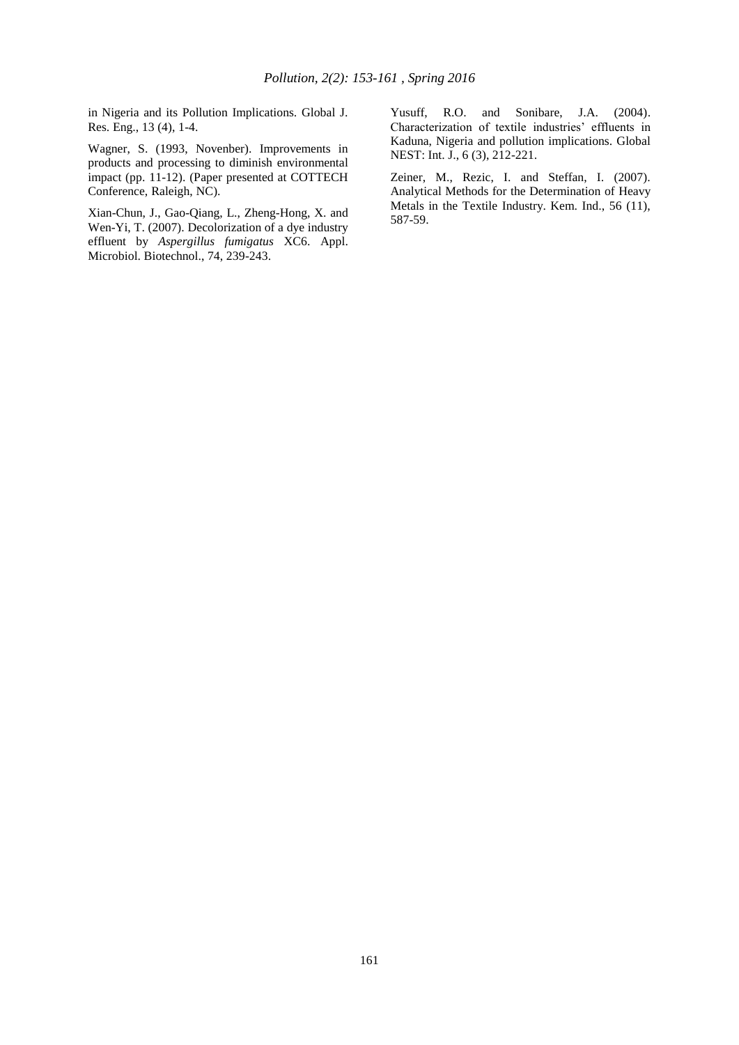in Nigeria and its Pollution Implications. Global J. Res. Eng., 13 (4), 1-4.

Wagner, S. (1993, Novenber). Improvements in products and processing to diminish environmental impact (pp. 11-12). (Paper presented at COTTECH Conference, Raleigh, NC).

Xian-Chun, J., Gao-Qiang, L., Zheng-Hong, X. and Wen-Yi, T. (2007). Decolorization of a dye industry effluent by *Aspergillus fumigatus* XC6. Appl. Microbiol. Biotechnol., 74, 239-243.

Yusuff, R.O. and Sonibare, J.A. (2004). Characterization of textile industries' effluents in Kaduna, Nigeria and pollution implications. Global NEST: Int. J., 6 (3), 212-221.

Zeiner, M., Rezic, I. and Steffan, I. (2007). Analytical Methods for the Determination of Heavy Metals in the Textile Industry. Kem. Ind., 56 (11), 587-59.